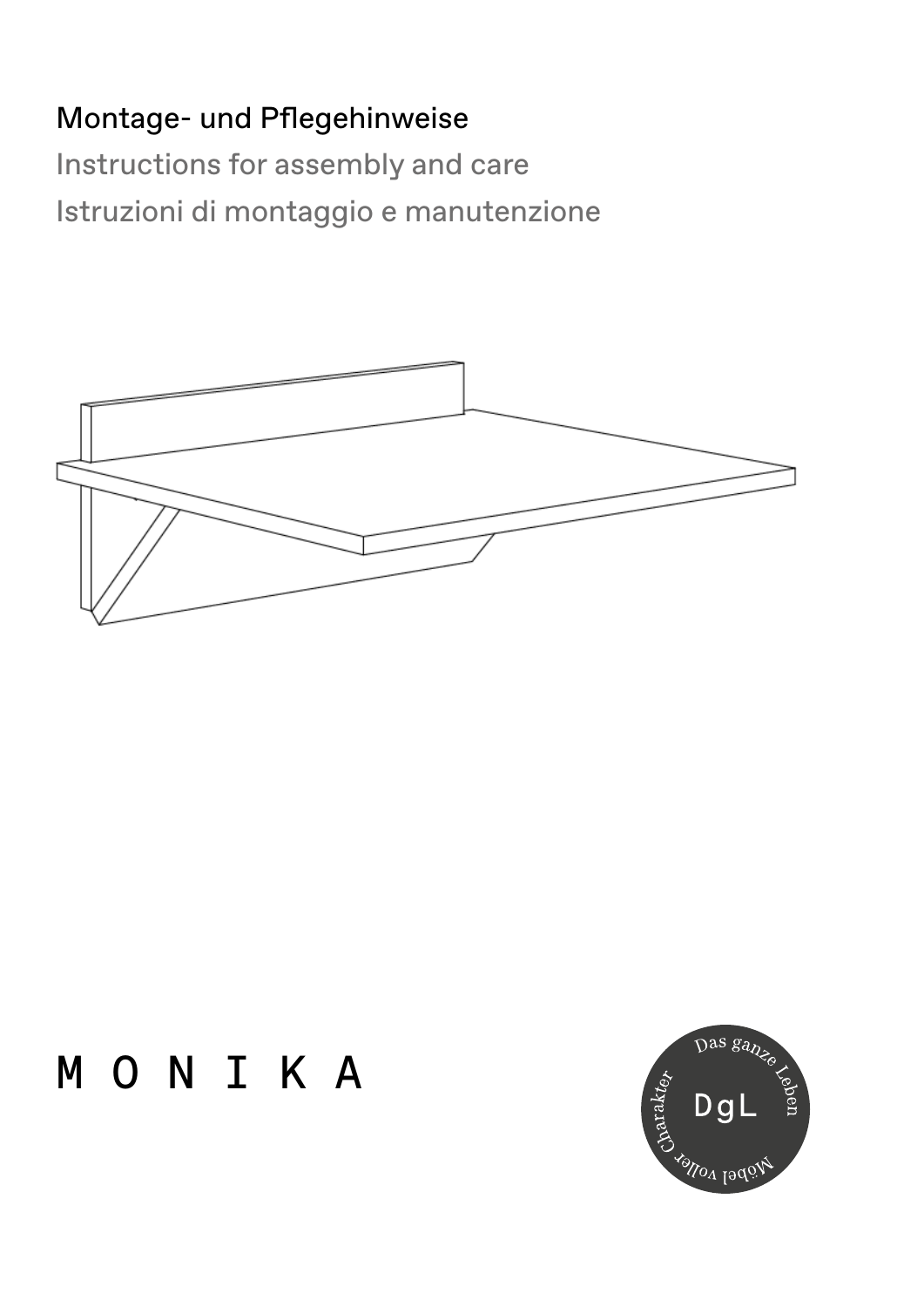# Montage- und Pflegehinweise

Instructions for assembly and care

Istruzioni di montaggio e manutenzione

M O N I K A

Das ganze Leben

DgL

Möbel voller Charakter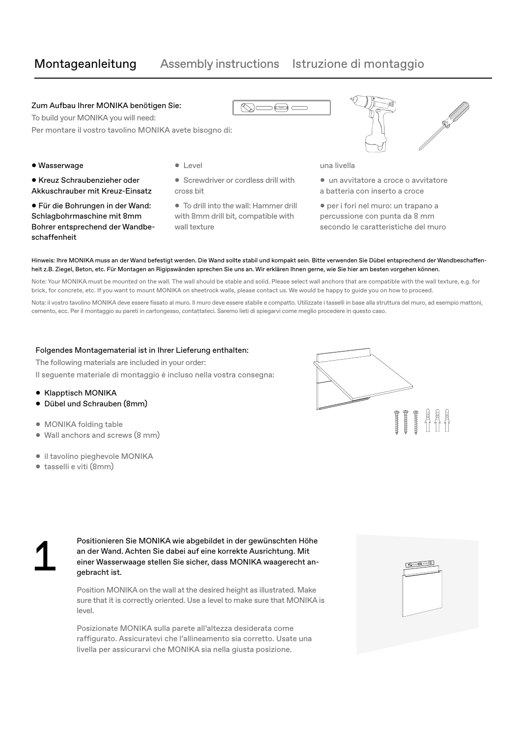# Montageanleitung Assembly instructions Istruzione di montaggio

Zum Aufbau Ihrer MONIKA benötigen Sie:
To build your MONIKA you will need:
Per montare il vostro tavolino MONIKA avete bisogno di:

- Wasserwage
- Kreuz Schraubenzieher oder Akkuschrauber mit Kreuz-Einsatz
- Für die Bohrungen in der Wand: Schlagbohrmaschine mit 8mm Bohrer entsprechend der Wandbeschaffenheit

- Level
- Screwdriver or cordless drill with cross bit
- To drill into the wall: Hammer drill with 8mm drill bit, compatible with wall texture

- una livella
- un avvitatore a croce o avvitatore a batteria con inserto a croce
- per i fori nel muro: un trapano a percussione con punta da 8 mm secondo le caratteristiche del muro

Hinweis: Ihre MONIKA muss an der Wand befestigt werden. Die Wand sollte stabil und kompakt sein. Bitte verwenden Sie Dübel entsprechend der Wandbeschaffenheit z.B. Ziegel, Beton, etc. Für Montagen an Rigipswänden sprechen Sie uns an. Wir erklären Ihnen gerne, wie Sie hier am besten vorgehen können.

Note: Your MONIKA must be mounted on the wall. The wall should be stable and solid. Please select wall anchors that are compatible with the wall texture, e.g. for brick, for concrete, etc. If you want to mount MONIKA on sheetrock walls, please contact us. We would be happy to guide you on how to proceed.

Nota: il vostro tavolino MONIKA deve essere fissato al muro. Il muro deve essere stabile e compatto. Utilizzate i tasselli in base alla struttura del muro, ad esempio mattoni, cemento, ecc. Per il montaggio su pareti in cartongesso, contattateci. Saremo lieti di spiegarvi come meglio procedere in questo caso.

Folgendes Montagematerial ist in Ihrer Lieferung enthalten:
The following materials are included in your order:
Il seguente materiale di montaggio è incluso nella vostra consegna:

- Klapptisch MONIKA
- Dübel und Schrauben (8mm)

- MONIKA folding table
- Wall anchors and screws (8 mm)

- il tavolino pieghevole MONIKA
- tasselli e viti (8mm)

## 1

Positionieren Sie MONIKA wie abgebildet in der gewünschten Höhe an der Wand. Achten Sie dabei auf eine korrekte Ausrichtung. Mit einer Wasserwaage stellen Sie sicher, dass MONIKA waagerecht angebracht ist.

Position MONIKA on the wall at the desired height as illustrated. Make sure that it is correctly oriented. Use a level to make sure that MONIKA is level.

Posizionate MONIKA sulla parete all'altezza desiderata come raffigurato. Assicuratevi che l'allineamento sia corretto. Usate una livella per assicurarvi che MONIKA sia nella giusta posizione.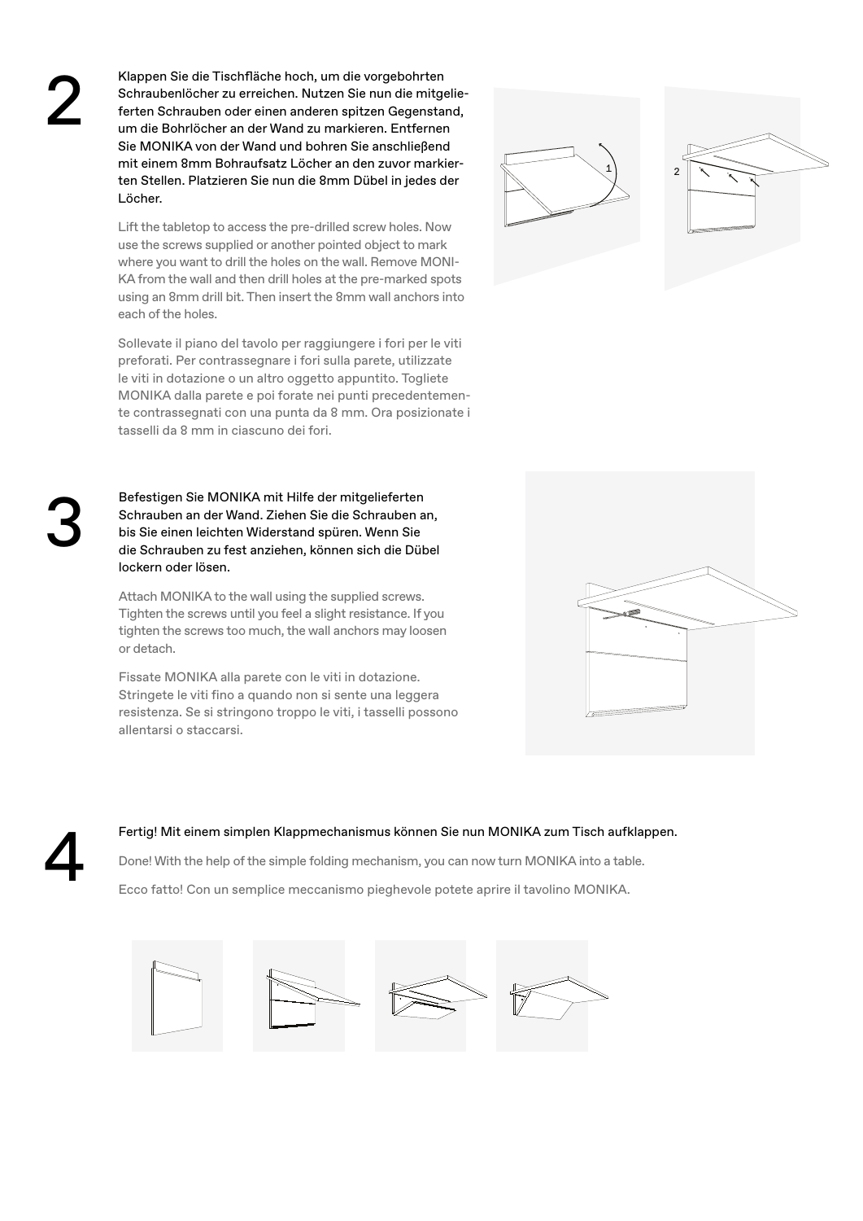## 2

Klappen Sie die Tischfläche hoch, um die vorgebohrten Schraubenlöcher zu erreichen. Nutzen Sie nun die mitgelieferten Schrauben oder einen anderen spitzen Gegenstand, um die Bohrlöcher an der Wand zu markieren. Entfernen Sie MONIKA von der Wand und bohren Sie anschließend mit einem 8mm Bohraufsatz Löcher an den zuvor markierten Stellen. Platzieren Sie nun die 8mm Dübel in jedes der Löcher.

Lift the tabletop to access the pre-drilled screw holes. Now use the screws supplied or another pointed object to mark where you want to drill the holes on the wall. Remove MONIKA from the wall and then drill holes at the pre-marked spots using an 8mm drill bit. Then insert the 8mm wall anchors into each of the holes.

Sollevate il piano del tavolo per raggiungere i fori per le viti preforati. Per contrassegnare i fori sulla parete, utilizzate le viti in dotazione o un altro oggetto appuntito. Togliete MONIKA dalla parete e poi forate nei punti precedentemente contrassegnati con una punta da 8 mm. Ora posizionate i tasselli da 8 mm in ciascuno dei fori.

## 3

Befestigen Sie MONIKA mit Hilfe der mitgelieferten Schrauben an der Wand. Ziehen Sie die Schrauben an, bis Sie einen leichten Widerstand spüren. Wenn Sie die Schrauben zu fest anziehen, können sich die Dübel lockern oder lösen.

Attach MONIKA to the wall using the supplied screws. Tighten the screws until you feel a slight resistance. If you tighten the screws too much, the wall anchors may loosen or detach.

Fissate MONIKA alla parete con le viti in dotazione. Stringete le viti fino a quando non si sente una leggera resistenza. Se si stringono troppo le viti, i tasselli possono allentarsi o staccarsi.

## 4

Fertig! Mit einem simplen Klappmechanismus können Sie nun MONIKA zum Tisch aufklappen.

Done! With the help of the simple folding mechanism, you can now turn MONIKA into a table.

Ecco fatto! Con un semplice meccanismo pieghevole potete aprire il tavolino MONIKA.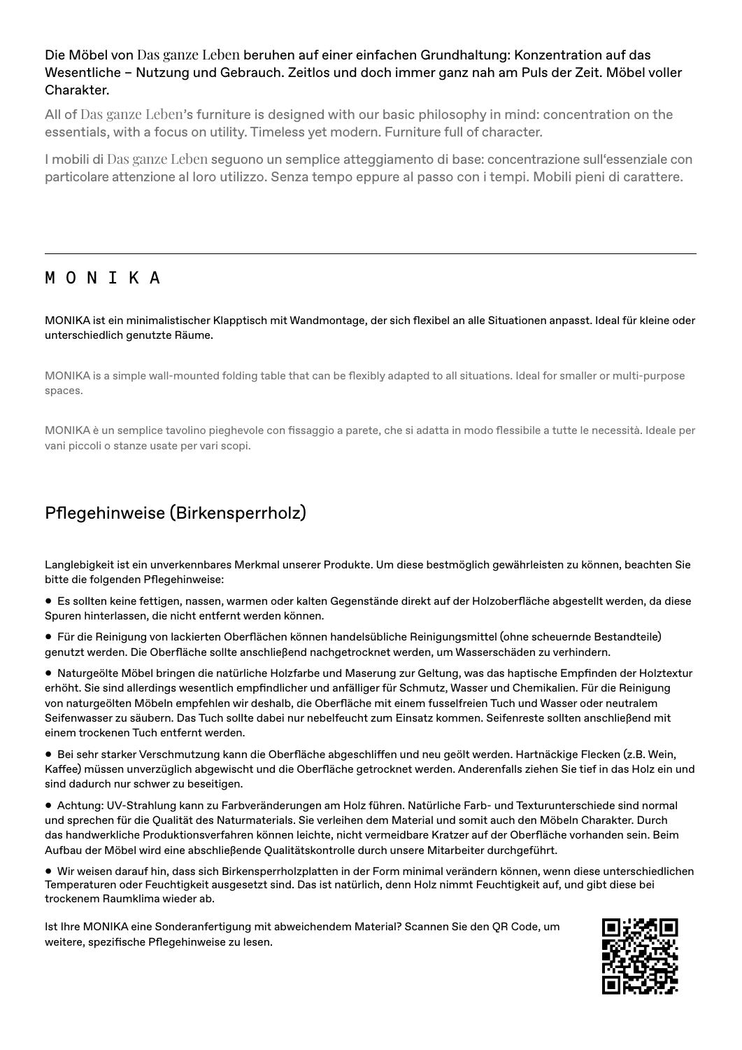Die Möbel von Das ganze Leben beruhen auf einer einfachen Grundhaltung: Konzentration auf das Wesentliche – Nutzung und Gebrauch. Zeitlos und doch immer ganz nah am Puls der Zeit. Möbel voller Charakter.

All of Das ganze Leben's furniture is designed with our basic philosophy in mind: concentration on the essentials, with a focus on utility. Timeless yet modern. Furniture full of character.

I mobili di Das ganze Leben seguono un semplice atteggiamento di base: concentrazione sull'essenziale con particolare attenzione al loro utilizzo. Senza tempo eppure al passo con i tempi. Mobili pieni di carattere.

---

# M O N I K A

MONIKA ist ein minimalistischer Klapptisch mit Wandmontage, der sich flexibel an alle Situationen anpasst. Ideal für kleine oder unterschiedlich genutzte Räume.

MONIKA is a simple wall-mounted folding table that can be flexibly adapted to all situations. Ideal for smaller or multi-purpose spaces.

MONIKA è un semplice tavolino pieghevole con fissaggio a parete, che si adatta in modo flessibile a tutte le necessità. Ideale per vani piccoli o stanze usate per vari scopi.

## Pflegehinweise (Birkensperrholz)

Langlebigkeit ist ein unverkennbares Merkmal unserer Produkte. Um diese bestmöglich gewährleisten zu können, beachten Sie bitte die folgenden Pflegehinweise:

- Es sollten keine fettigen, nassen, warmen oder kalten Gegenstände direkt auf der Holzoberfläche abgestellt werden, da diese Spuren hinterlassen, die nicht entfernt werden können.
- Für die Reinigung von lackierten Oberflächen können handelsübliche Reinigungsmittel (ohne scheuernde Bestandteile) genutzt werden. Die Oberfläche sollte anschließend nachgetrocknet werden, um Wasserschäden zu verhindern.
- Naturgeölte Möbel bringen die natürliche Holzfarbe und Maserung zur Geltung, was das haptische Empfinden der Holztextur erhöht. Sie sind allerdings wesentlich empfindlicher und anfälliger für Schmutz, Wasser und Chemikalien. Für die Reinigung von naturgeölten Möbeln empfehlen wir deshalb, die Oberfläche mit einem fusselfreien Tuch und Wasser oder neutralem Seifenwasser zu säubern. Das Tuch sollte dabei nur nebelfeucht zum Einsatz kommen. Seifenreste sollten anschließend mit einem trockenen Tuch entfernt werden.
- Bei sehr starker Verschmutzung kann die Oberfläche abgeschliffen und neu geölt werden. Hartnäckige Flecken (z.B. Wein, Kaffee) müssen unverzüglich abgewischt und die Oberfläche getrocknet werden. Anderenfalls ziehen Sie tief in das Holz ein und sind dadurch nur schwer zu beseitigen.
- Achtung: UV-Strahlung kann zu Farbveränderungen am Holz führen. Natürliche Farb- und Texturunterschiede sind normal und sprechen für die Qualität des Naturmaterials. Sie verleihen dem Material und somit auch den Möbeln Charakter. Durch das handwerkliche Produktionsverfahren können leichte, nicht vermeidbare Kratzer auf der Oberfläche vorhanden sein. Beim Aufbau der Möbel wird eine abschließende Qualitätskontrolle durch unsere Mitarbeiter durchgeführt.
- Wir weisen darauf hin, dass sich Birkensperrholzplatten in der Form minimal verändern können, wenn diese unterschiedlichen Temperaturen oder Feuchtigkeit ausgesetzt sind. Das ist natürlich, denn Holz nimmt Feuchtigkeit auf, und gibt diese bei trockenem Raumklima wieder ab.

Ist Ihre MONIKA eine Sonderanfertigung mit abweichendem Material? Scannen Sie den QR Code, um weitere, spezifische Pflegehinweise zu lesen.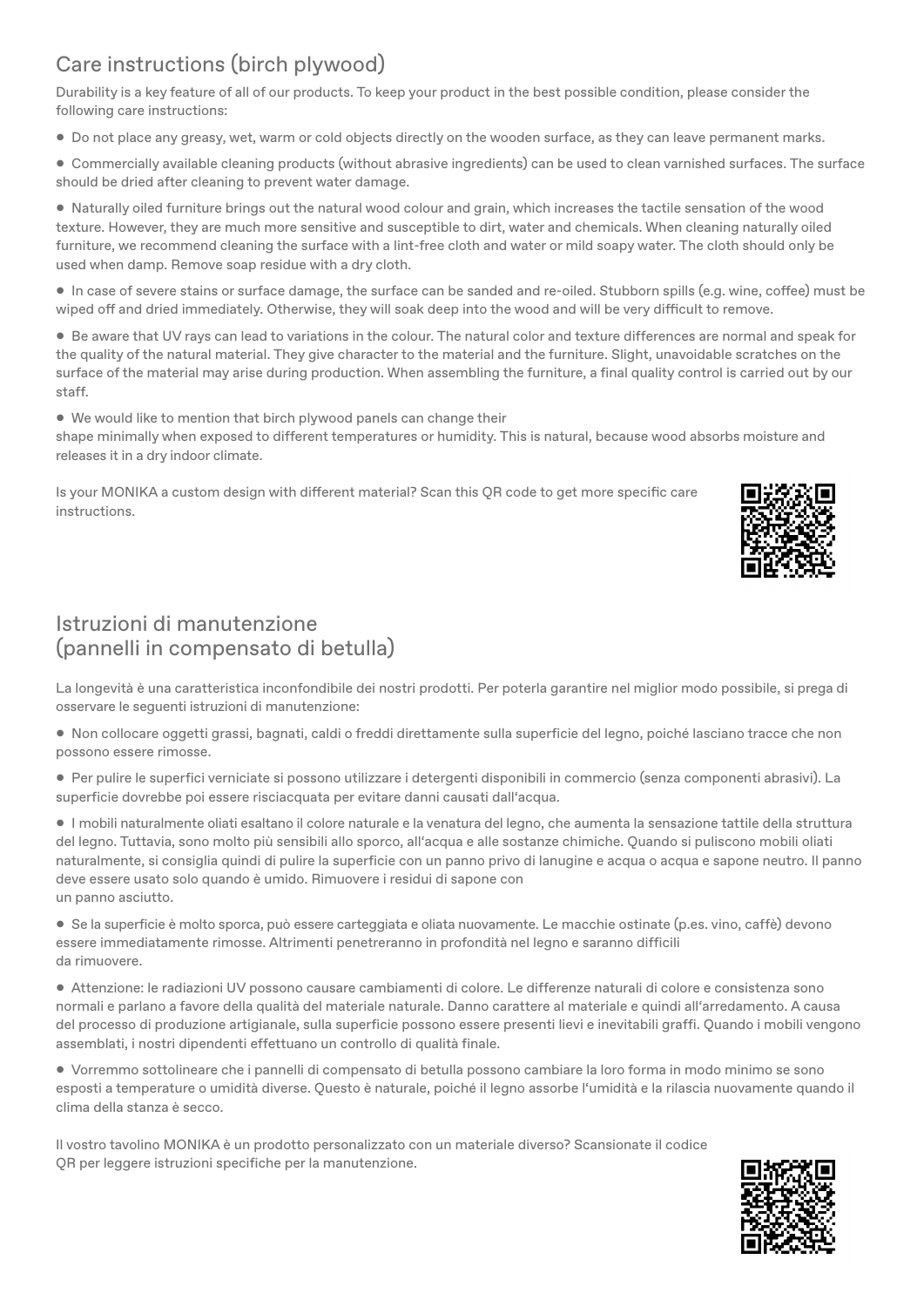## Care instructions (birch plywood)

Durability is a key feature of all of our products. To keep your product in the best possible condition, please consider the following care instructions:

- Do not place any greasy, wet, warm or cold objects directly on the wooden surface, as they can leave permanent marks.
- Commercially available cleaning products (without abrasive ingredients) can be used to clean varnished surfaces. The surface should be dried after cleaning to prevent water damage.
- Naturally oiled furniture brings out the natural wood colour and grain, which increases the tactile sensation of the wood texture. However, they are much more sensitive and susceptible to dirt, water and chemicals. When cleaning naturally oiled furniture, we recommend cleaning the surface with a lint-free cloth and water or mild soapy water. The cloth should only be used when damp. Remove soap residue with a dry cloth.
- In case of severe stains or surface damage, the surface can be sanded and re-oiled. Stubborn spills (e.g. wine, coffee) must be wiped off and dried immediately. Otherwise, they will soak deep into the wood and will be very difficult to remove.
- Be aware that UV rays can lead to variations in the colour. The natural color and texture differences are normal and speak for the quality of the natural material. They give character to the material and the furniture. Slight, unavoidable scratches on the surface of the material may arise during production. When assembling the furniture, a final quality control is carried out by our staff.
- We would like to mention that birch plywood panels can change their shape minimally when exposed to different temperatures or humidity. This is natural, because wood absorbs moisture and releases it in a dry indoor climate.

Is your MONIKA a custom design with different material? Scan this QR code to get more specific care instructions.

## Istruzioni di manutenzione (pannelli in compensato di betulla)

La longevità è una caratteristica inconfondibile dei nostri prodotti. Per poterla garantire nel miglior modo possibile, si prega di osservare le seguenti istruzioni di manutenzione:

- Non collocare oggetti grassi, bagnati, caldi o freddi direttamente sulla superficie del legno, poiché lasciano tracce che non possono essere rimosse.
- Per pulire le superfici verniciate si possono utilizzare i detergenti disponibili in commercio (senza componenti abrasivi). La superficie dovrebbe poi essere risciacquata per evitare danni causati dall'acqua.
- I mobili naturalmente oliati esaltano il colore naturale e la venatura del legno, che aumenta la sensazione tattile della struttura del legno. Tuttavia, sono molto più sensibili allo sporco, all'acqua e alle sostanze chimiche. Quando si puliscono mobili oliati naturalmente, si consiglia quindi di pulire la superficie con un panno privo di lanugine e acqua o acqua e sapone neutro. Il panno deve essere usato solo quando è umido. Rimuovere i residui di sapone con un panno asciutto.
- Se la superficie è molto sporca, può essere carteggiata e oliata nuovamente. Le macchie ostinate (p.es. vino, caffè) devono essere immediatamente rimosse. Altrimenti penetreranno in profondità nel legno e saranno difficili da rimuovere.
- Attenzione: le radiazioni UV possono causare cambiamenti di colore. Le differenze naturali di colore e consistenza sono normali e parlano a favore della qualità del materiale naturale. Danno carattere al materiale e quindi all'arredamento. A causa del processo di produzione artigianale, sulla superficie possono essere presenti lievi e inevitabili graffi. Quando i mobili vengono assemblati, i nostri dipendenti effettuano un controllo di qualità finale.
- Vorremmo sottolineare che i pannelli di compensato di betulla possono cambiare la loro forma in modo minimo se sono esposti a temperature o umidità diverse. Questo è naturale, poiché il legno assorbe l'umidità e la rilascia nuovamente quando il clima della stanza è secco.

Il vostro tavolino MONIKA è un prodotto personalizzato con un materiale diverso? Scansionate il codice QR per leggere istruzioni specifiche per la manutenzione.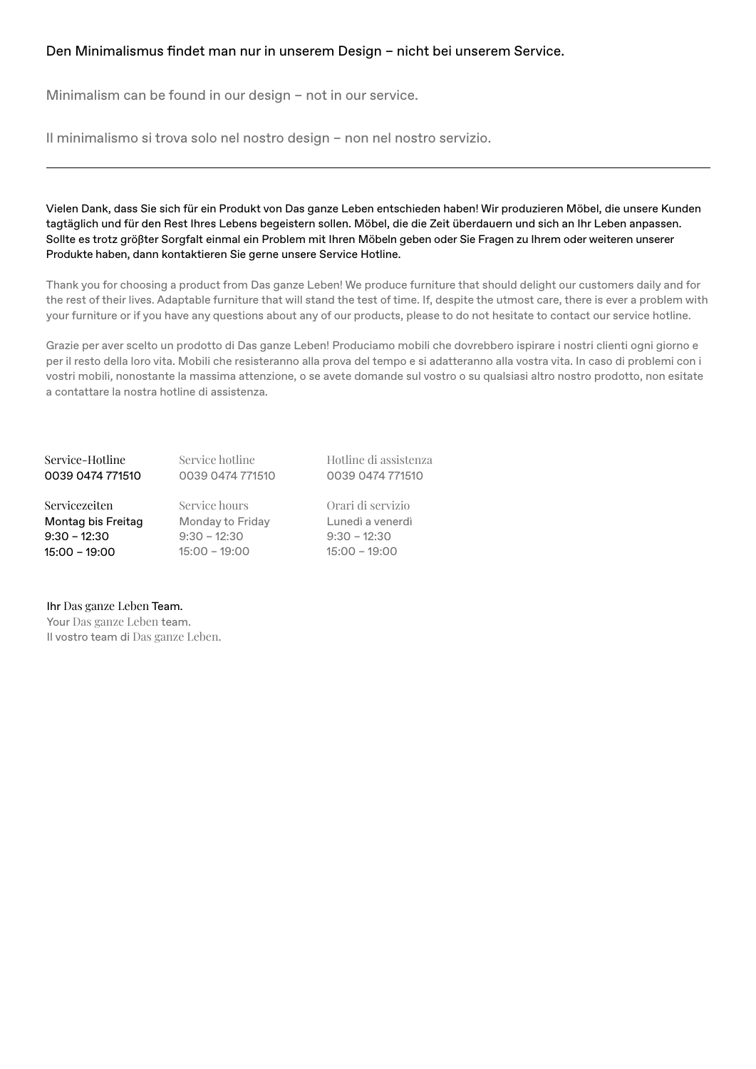Den Minimalismus findet man nur in unserem Design – nicht bei unserem Service.

Minimalism can be found in our design – not in our service.

Il minimalismo si trova solo nel nostro design – non nel nostro servizio.

---

Vielen Dank, dass Sie sich für ein Produkt von Das ganze Leben entschieden haben! Wir produzieren Möbel, die unsere Kunden tagtäglich und für den Rest Ihres Lebens begeistern sollen. Möbel, die die Zeit überdauern und sich an Ihr Leben anpassen. Sollte es trotz größter Sorgfalt einmal ein Problem mit Ihren Möbeln geben oder Sie Fragen zu Ihrem oder weiteren unserer Produkte haben, dann kontaktieren Sie gerne unsere Service Hotline.

Thank you for choosing a product from Das ganze Leben! We produce furniture that should delight our customers daily and for the rest of their lives. Adaptable furniture that will stand the test of time. If, despite the utmost care, there is ever a problem with your furniture or if you have any questions about any of our products, please to do not hesitate to contact our service hotline.

Grazie per aver scelto un prodotto di Das ganze Leben! Produciamo mobili che dovrebbero ispirare i nostri clienti ogni giorno e per il resto della loro vita. Mobili che resisteranno alla prova del tempo e si adatteranno alla vostra vita. In caso di problemi con i vostri mobili, nonostante la massima attenzione, o se avete domande sul vostro o su qualsiasi altro nostro prodotto, non esitate a contattare la nostra hotline di assistenza.

Service-Hotline
0039 0474 771510

Servicezeiten
Montag bis Freitag
9:30 – 12:30
15:00 – 19:00

Service hotline
0039 0474 771510

Service hours
Monday to Friday
9:30 – 12:30
15:00 – 19:00

Hotline di assistenza
0039 0474 771510

Orari di servizio
Lunedì a venerdì
9:30 – 12:30
15:00 – 19:00

Ihr Das ganze Leben Team.
Your Das ganze Leben team.
Il vostro team di Das ganze Leben.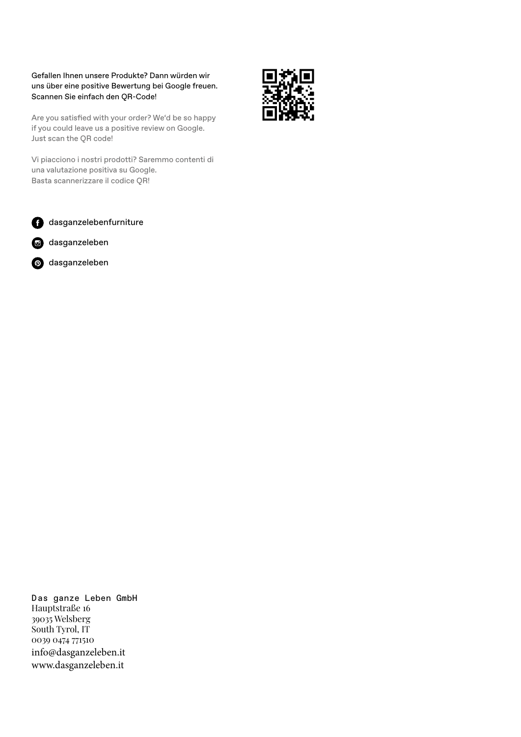Gefallen Ihnen unsere Produkte? Dann würden wir uns über eine positive Bewertung bei Google freuen. Scannen Sie einfach den QR-Code!

Are you satisfied with your order? We'd be so happy if you could leave us a positive review on Google. Just scan the QR code!

Vi piacciono i nostri prodotti? Saremmo contenti di una valutazione positiva su Google.
Basta scannerizzare il codice QR!

- dasganzelebenfurniture
- dasganzeleben
- dasganzeleben

Das ganze Leben GmbH
Hauptstraße 16
39035 Welsberg
South Tyrol, IT
0039 0474 771510
info@dasganzeleben.it
www.dasganzeleben.it